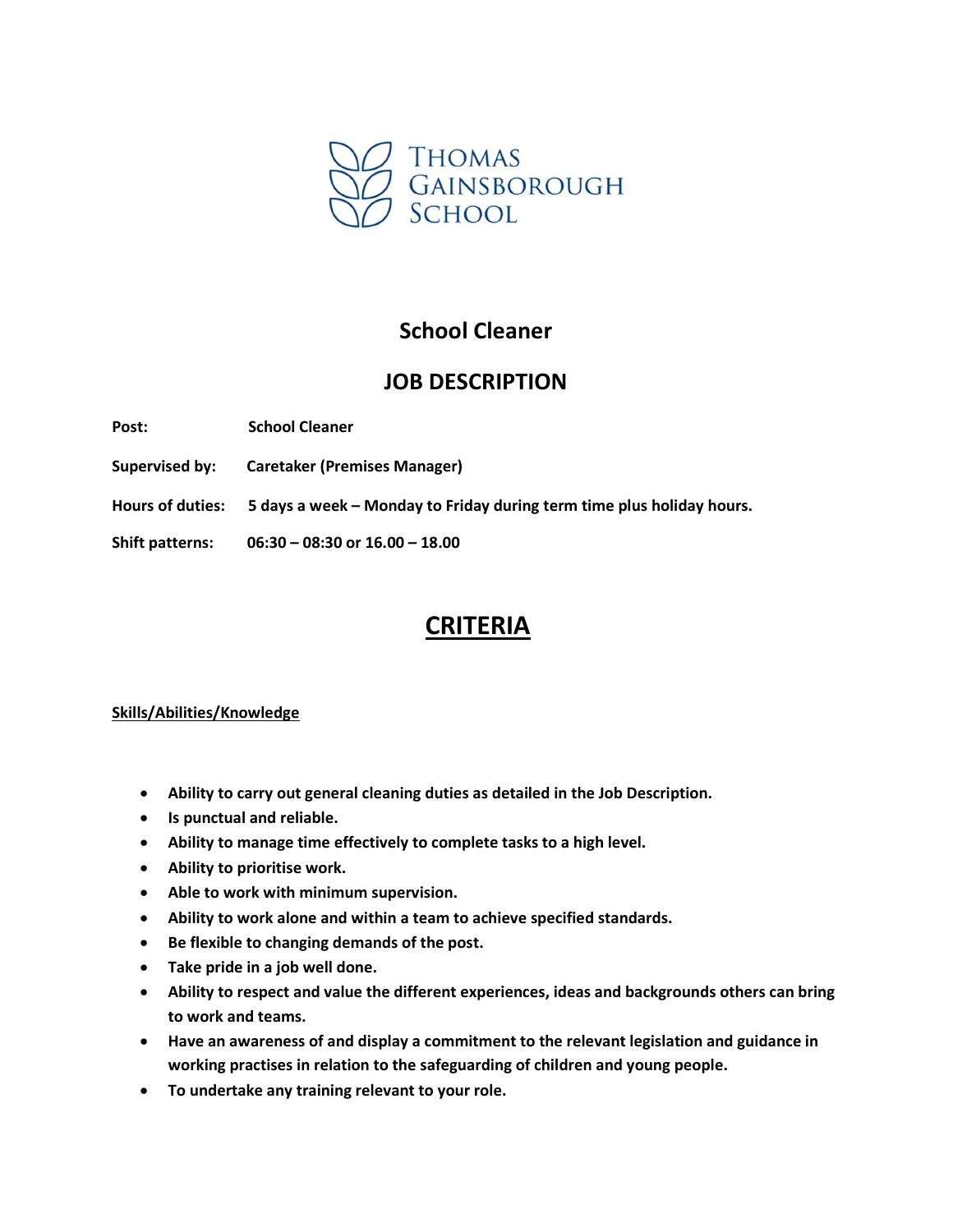THOMAS GAINSBOROUGH SCHOOL

# School Cleaner

## JOB DESCRIPTION

**Post:** School Cleaner

**Supervised by:** Caretaker (Premises Manager)

**Hours of duties:** 5 days a week – Monday to Friday during term time plus holiday hours.

**Shift patterns:** 06:30 – 08:30 or 16.00 – 18.00

## CRITERIA

**Skills/Abilities/Knowledge**

- **Ability to carry out general cleaning duties as detailed in the Job Description.**
- **Is punctual and reliable.**
- **Ability to manage time effectively to complete tasks to a high level.**
- **Ability to prioritise work.**
- **Able to work with minimum supervision.**
- **Ability to work alone and within a team to achieve specified standards.**
- **Be flexible to changing demands of the post.**
- **Take pride in a job well done.**
- **Ability to respect and value the different experiences, ideas and backgrounds others can bring to work and teams.**
- **Have an awareness of and display a commitment to the relevant legislation and guidance in working practises in relation to the safeguarding of children and young people.**
- **To undertake any training relevant to your role.**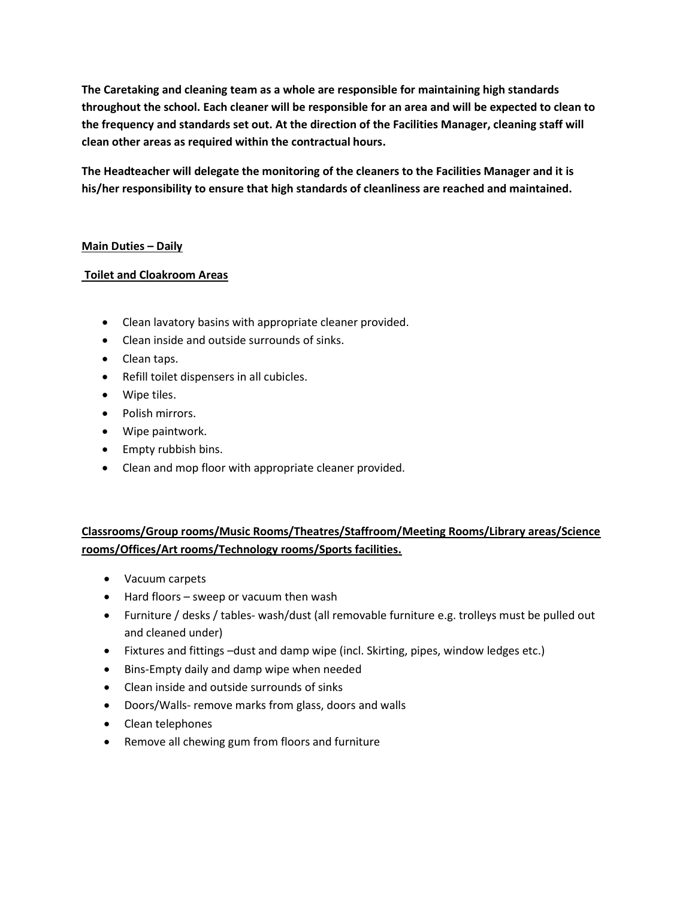**The Caretaking and cleaning team as a whole are responsible for maintaining high standards throughout the school. Each cleaner will be responsible for an area and will be expected to clean to the frequency and standards set out. At the direction of the Facilities Manager, cleaning staff will clean other areas as required within the contractual hours.**

**The Headteacher will delegate the monitoring of the cleaners to the Facilities Manager and it is his/her responsibility to ensure that high standards of cleanliness are reached and maintained.**

**<u>Main Duties – Daily</u>**

**<u>Toilet and Cloakroom Areas</u>**

- Clean lavatory basins with appropriate cleaner provided.
- Clean inside and outside surrounds of sinks.
- Clean taps.
- Refill toilet dispensers in all cubicles.
- Wipe tiles.
- Polish mirrors.
- Wipe paintwork.
- Empty rubbish bins.
- Clean and mop floor with appropriate cleaner provided.

**<u>Classrooms/Group rooms/Music Rooms/Theatres/Staffroom/Meeting Rooms/Library areas/Science rooms/Offices/Art rooms/Technology rooms/Sports facilities.</u>**

- Vacuum carpets
- Hard floors – sweep or vacuum then wash
- Furniture / desks / tables- wash/dust (all removable furniture e.g. trolleys must be pulled out and cleaned under)
- Fixtures and fittings –dust and damp wipe (incl. Skirting, pipes, window ledges etc.)
- Bins-Empty daily and damp wipe when needed
- Clean inside and outside surrounds of sinks
- Doors/Walls- remove marks from glass, doors and walls
- Clean telephones
- Remove all chewing gum from floors and furniture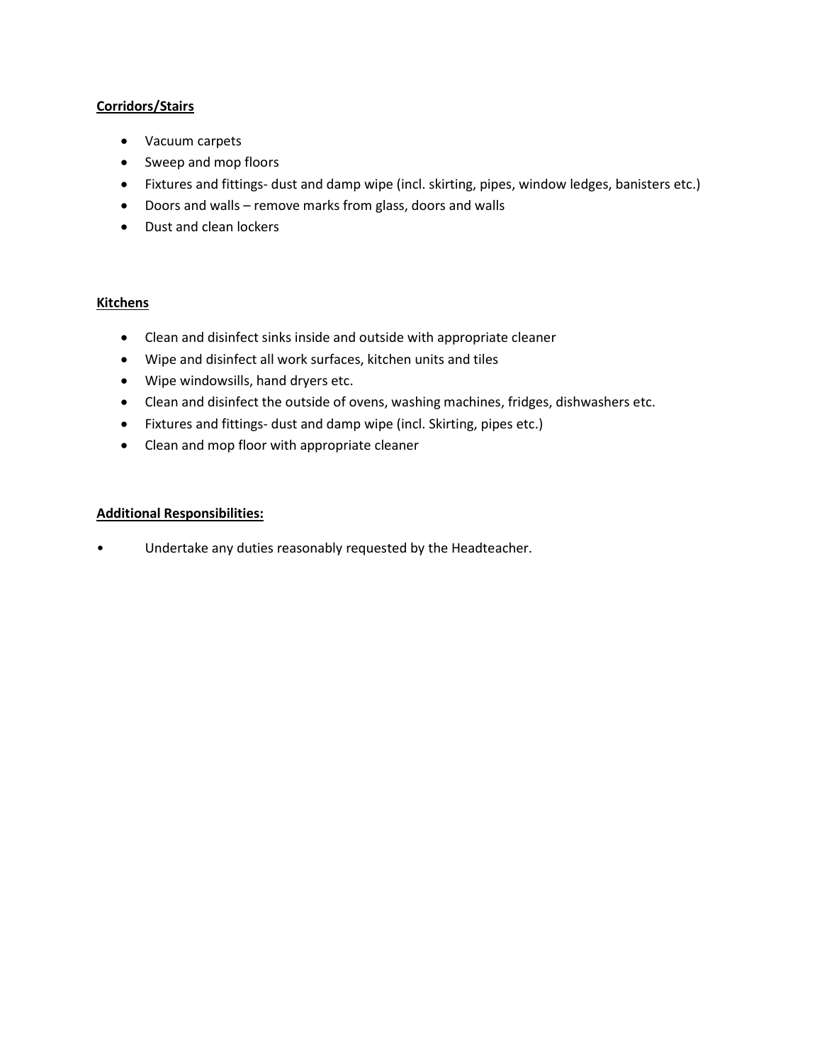**Corridors/Stairs**

- Vacuum carpets
- Sweep and mop floors
- Fixtures and fittings- dust and damp wipe (incl. skirting, pipes, window ledges, banisters etc.)
- Doors and walls – remove marks from glass, doors and walls
- Dust and clean lockers

**Kitchens**

- Clean and disinfect sinks inside and outside with appropriate cleaner
- Wipe and disinfect all work surfaces, kitchen units and tiles
- Wipe windowsills, hand dryers etc.
- Clean and disinfect the outside of ovens, washing machines, fridges, dishwashers etc.
- Fixtures and fittings- dust and damp wipe (incl. Skirting, pipes etc.)
- Clean and mop floor with appropriate cleaner

**Additional Responsibilities:**

- Undertake any duties reasonably requested by the Headteacher.